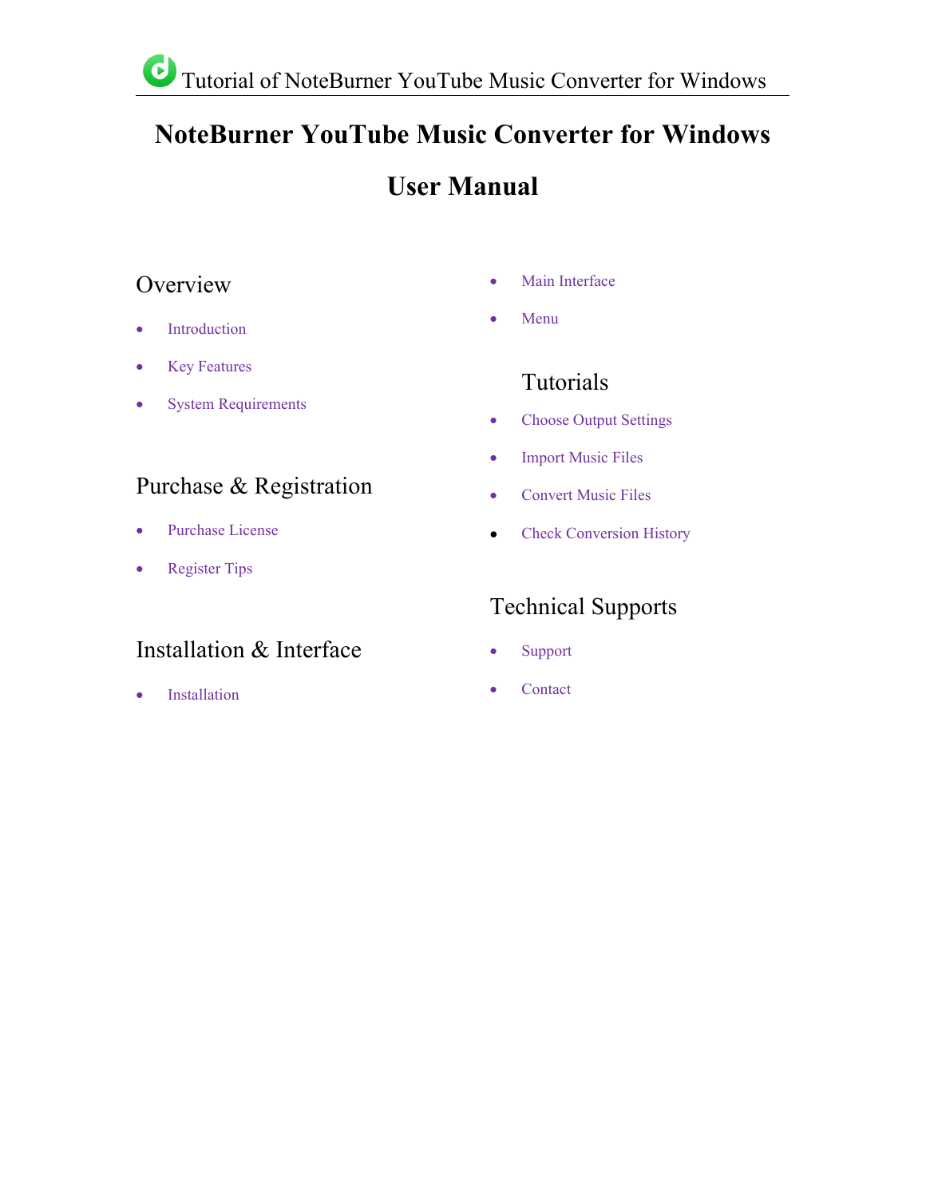# NoteBurner YouTube Music Converter for Windows

# User Manual

## Overview

- Introduction
- Key Features
- System Requirements

## Purchase & Registration

- Purchase License
- Register Tips

## Installation & Interface

- Installation
- Main Interface
- Menu

## Tutorials

- Choose Output Settings
- Import Music Files
- Convert Music Files
- Check Conversion History

## Technical Supports

- Support
- Contact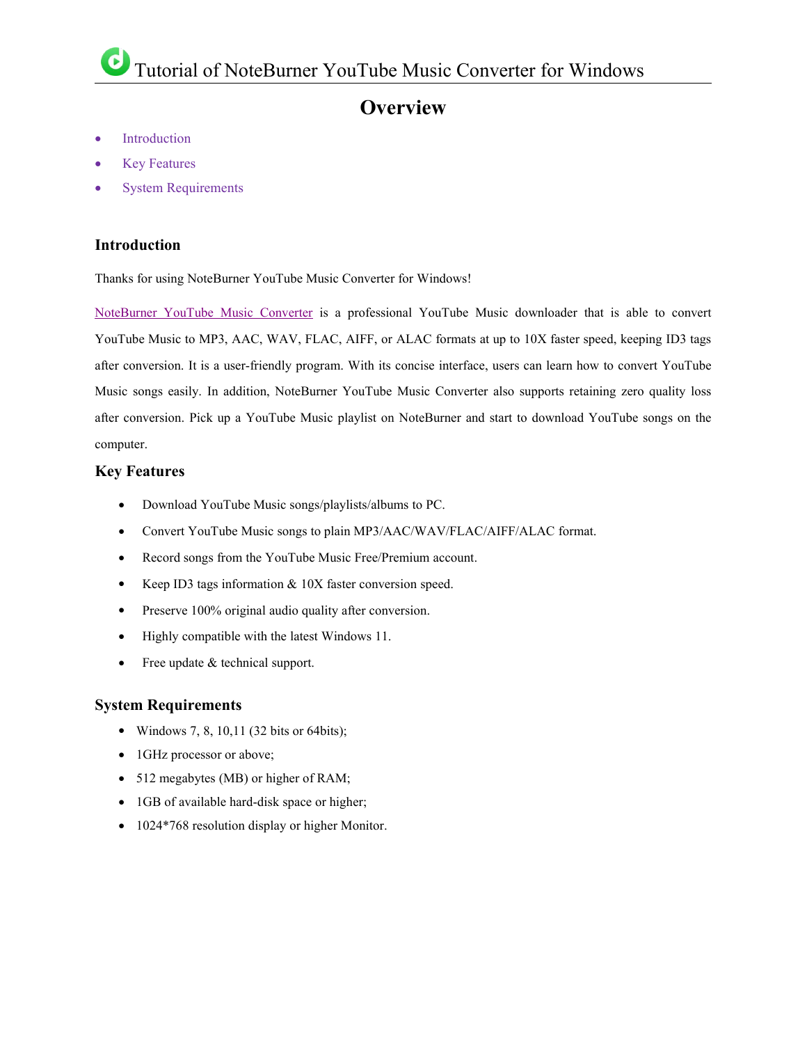# Overview

- Introduction
- Key Features
- System Requirements

## Introduction

Thanks for using NoteBurner YouTube Music Converter for Windows!

NoteBurner YouTube Music Converter is a professional YouTube Music downloader that is able to convert YouTube Music to MP3, AAC, WAV, FLAC, AIFF, or ALAC formats at up to 10X faster speed, keeping ID3 tags after conversion. It is a user-friendly program. With its concise interface, users can learn how to convert YouTube Music songs easily. In addition, NoteBurner YouTube Music Converter also supports retaining zero quality loss after conversion. Pick up a YouTube Music playlist on NoteBurner and start to download YouTube songs on the computer.

## Key Features

- Download YouTube Music songs/playlists/albums to PC.
- Convert YouTube Music songs to plain MP3/AAC/WAV/FLAC/AIFF/ALAC format.
- Record songs from the YouTube Music Free/Premium account.
- Keep ID3 tags information & 10X faster conversion speed.
- Preserve 100% original audio quality after conversion.
- Highly compatible with the latest Windows 11.
- Free update & technical support.

## System Requirements

- Windows 7, 8, 10,11 (32 bits or 64bits);
- 1GHz processor or above;
- 512 megabytes (MB) or higher of RAM;
- 1GB of available hard-disk space or higher;
- 1024*768 resolution display or higher Monitor.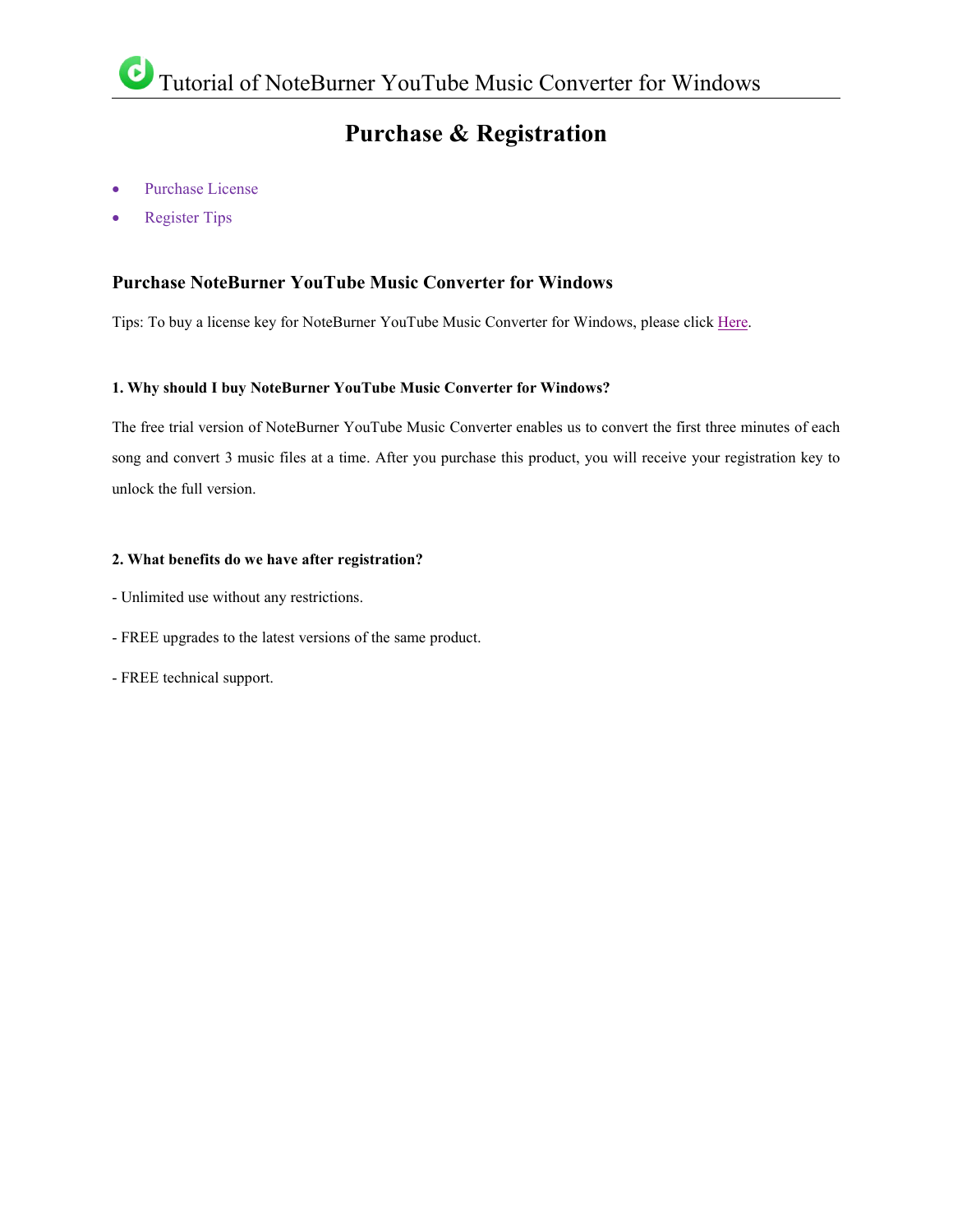# Purchase & Registration

- Purchase License
- Register Tips

## Purchase NoteBurner YouTube Music Converter for Windows

Tips: To buy a license key for NoteBurner YouTube Music Converter for Windows, please click Here.

#### 1. Why should I buy NoteBurner YouTube Music Converter for Windows?

The free trial version of NoteBurner YouTube Music Converter enables us to convert the first three minutes of each song and convert 3 music files at a time. After you purchase this product, you will receive your registration key to unlock the full version.

#### 2. What benefits do we have after registration?

- Unlimited use without any restrictions.

- FREE upgrades to the latest versions of the same product.

- FREE technical support.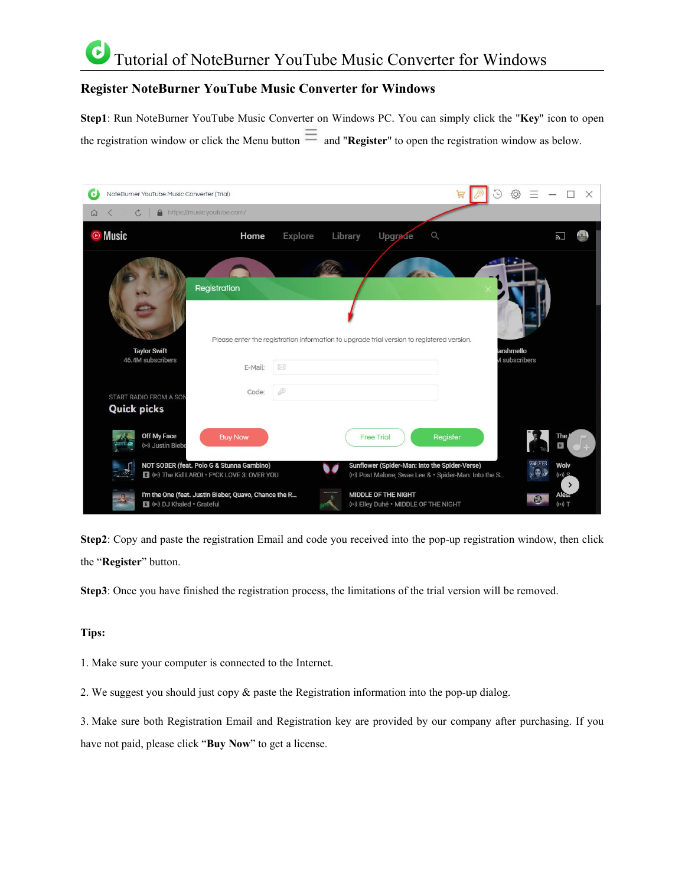## Register NoteBurner YouTube Music Converter for Windows

**Step1**: Run NoteBurner YouTube Music Converter on Windows PC. You can simply click the "**Key**" icon to open the registration window or click the Menu button and "**Register**" to open the registration window as below.

**Step2**: Copy and paste the registration Email and code you received into the pop-up registration window, then click the “**Register**” button.

**Step3**: Once you have finished the registration process, the limitations of the trial version will be removed.

**Tips:**

1. Make sure your computer is connected to the Internet.

2. We suggest you should just copy & paste the Registration information into the pop-up dialog.

3. Make sure both Registration Email and Registration key are provided by our company after purchasing. If you have not paid, please click “**Buy Now**” to get a license.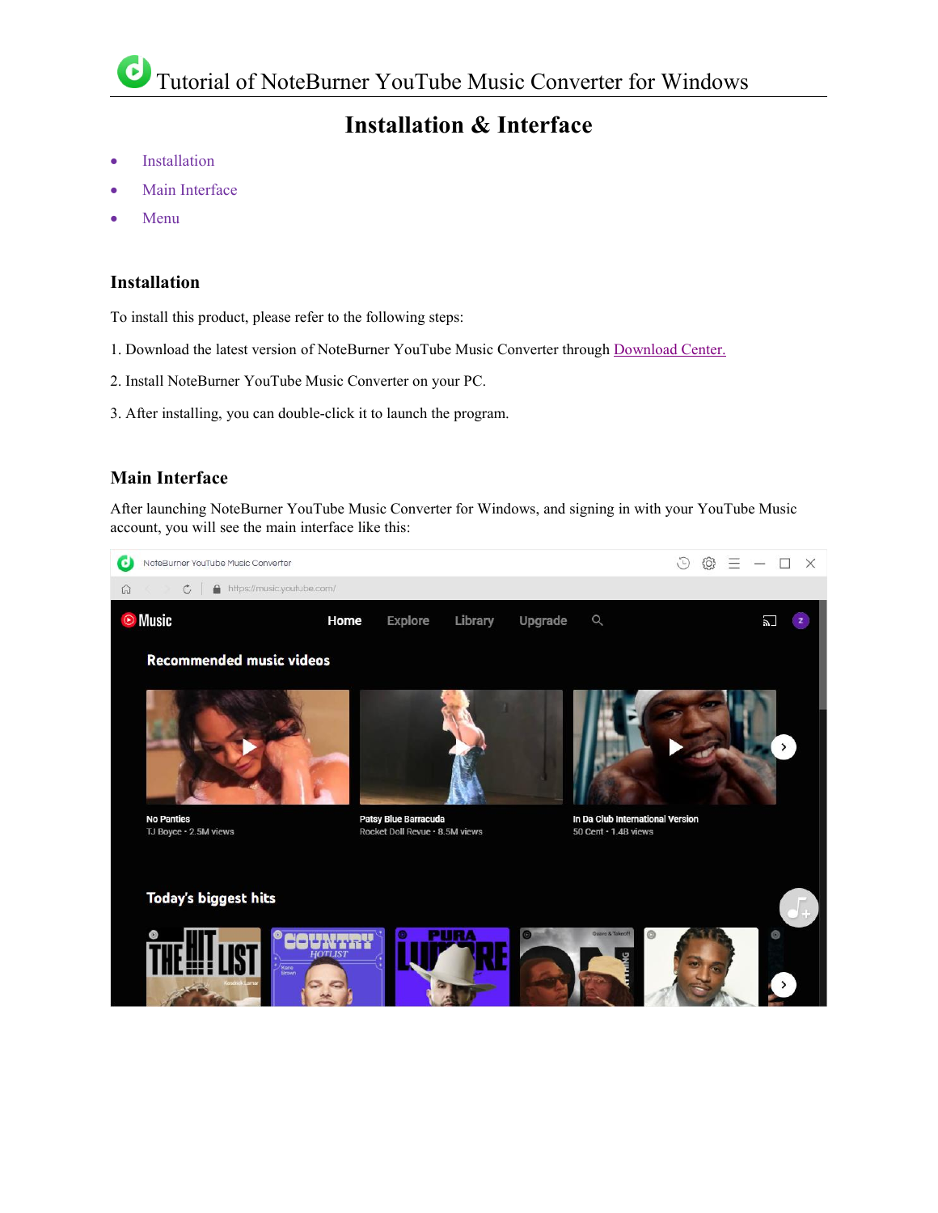# Tutorial of NoteBurner YouTube Music Converter for Windows

## Installation & Interface

- Installation
- Main Interface
- Menu

### Installation

To install this product, please refer to the following steps:

1. Download the latest version of NoteBurner YouTube Music Converter through Download Center.

2. Install NoteBurner YouTube Music Converter on your PC.

3. After installing, you can double-click it to launch the program.

### Main Interface

After launching NoteBurner YouTube Music Converter for Windows, and signing in with your YouTube Music account, you will see the main interface like this: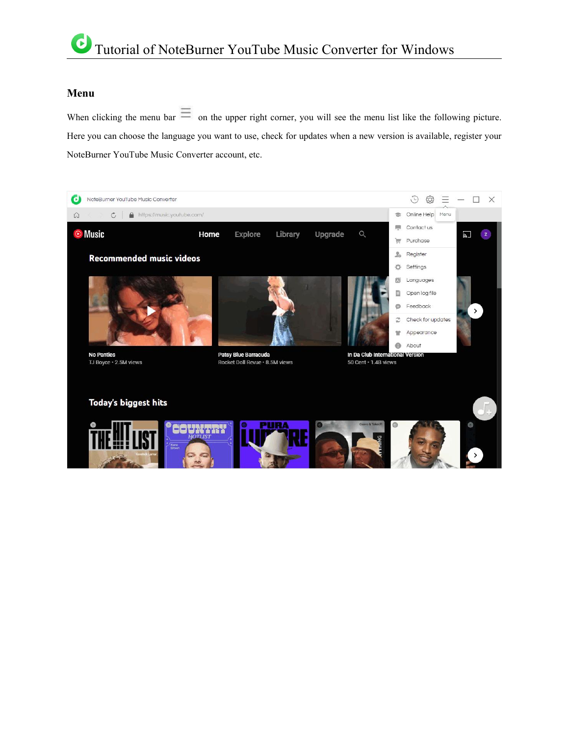## Menu

When clicking the menu bar ☰ on the upper right corner, you will see the menu list like the following picture. Here you can choose the language you want to use, check for updates when a new version is available, register your NoteBurner YouTube Music Converter account, etc.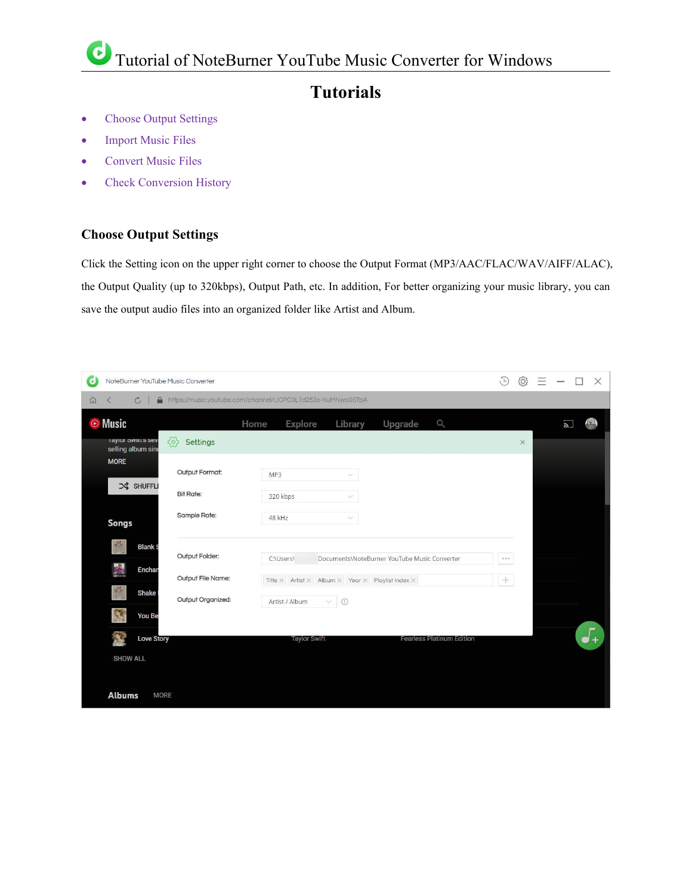# Tutorials

- Choose Output Settings
- Import Music Files
- Convert Music Files
- Check Conversion History

## Choose Output Settings

Click the Setting icon on the upper right corner to choose the Output Format (MP3/AAC/FLAC/WAV/AIFF/ALAC), the Output Quality (up to 320kbps), Output Path, etc. In addition, For better organizing your music library, you can save the output audio files into an organized folder like Artist and Album.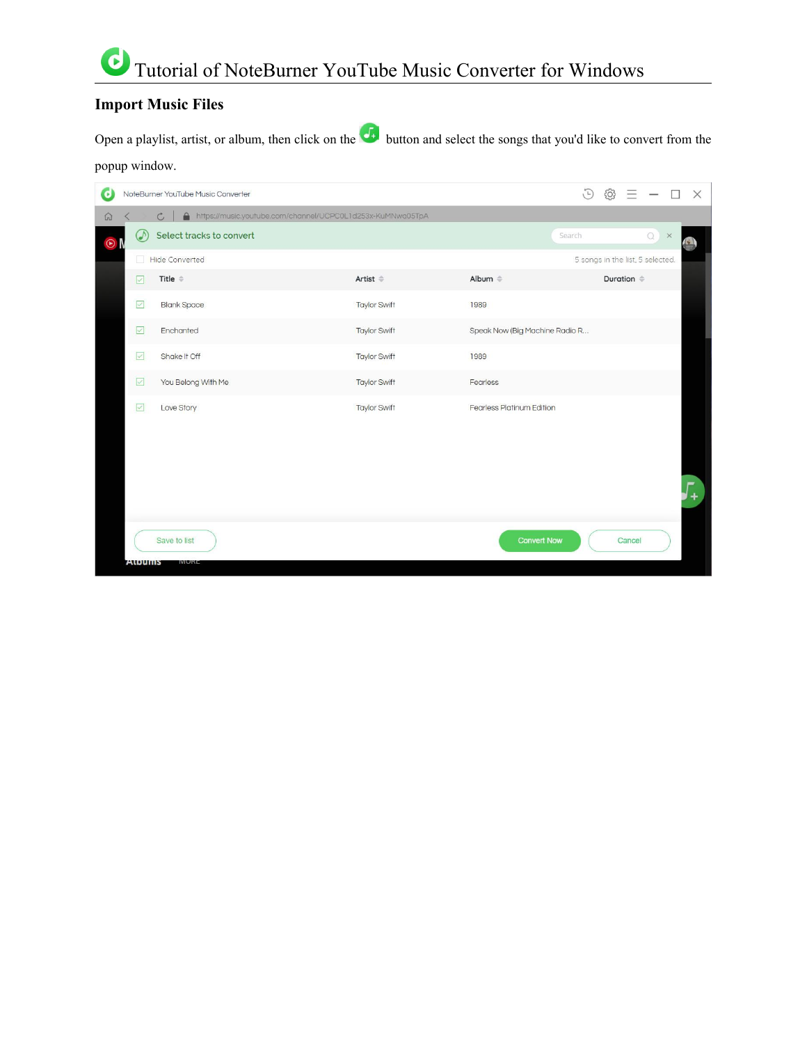## Import Music Files

Open a playlist, artist, or album, then click on the button and select the songs that you'd like to convert from the popup window.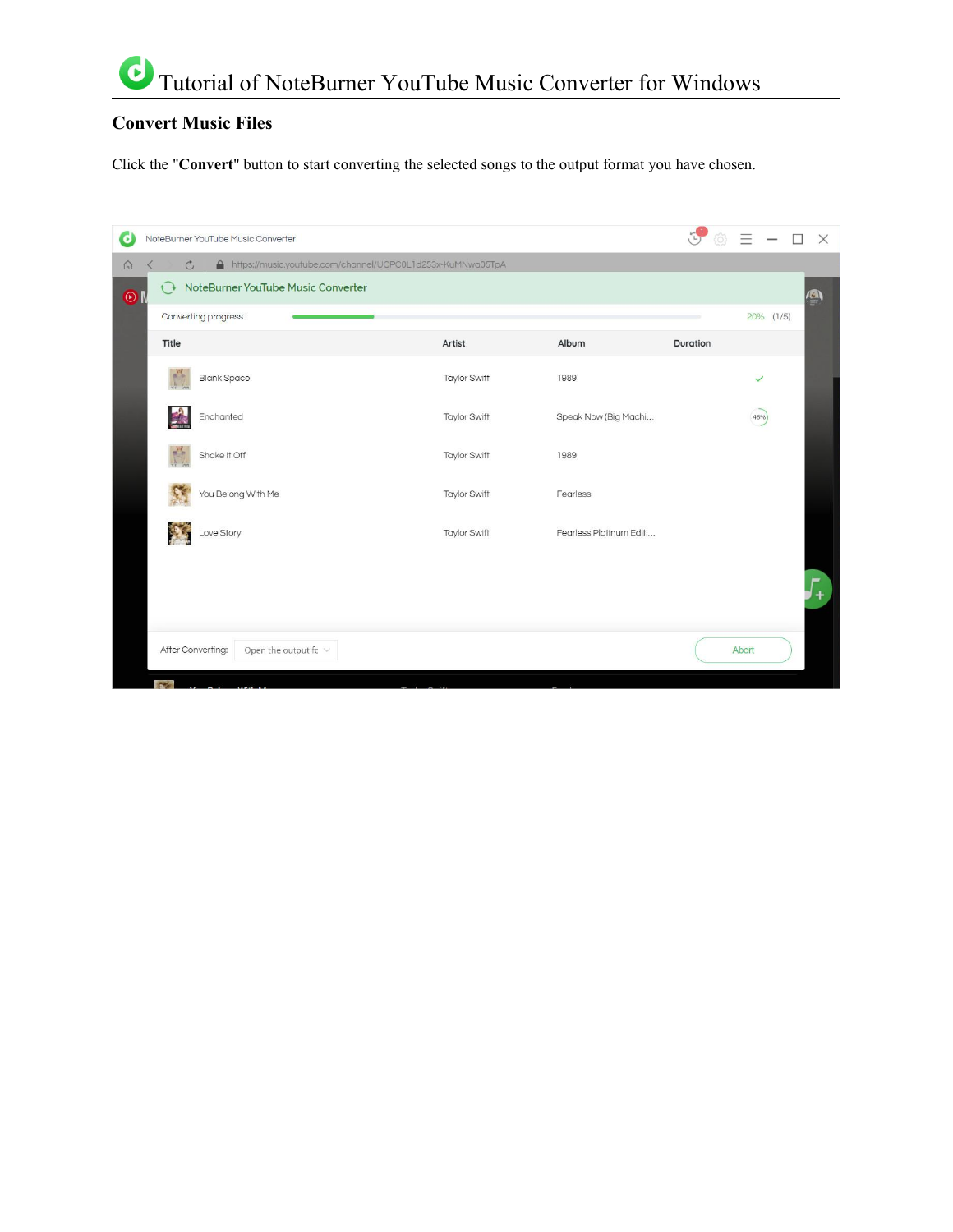## Convert Music Files

Click the "**Convert**" button to start converting the selected songs to the output format you have chosen.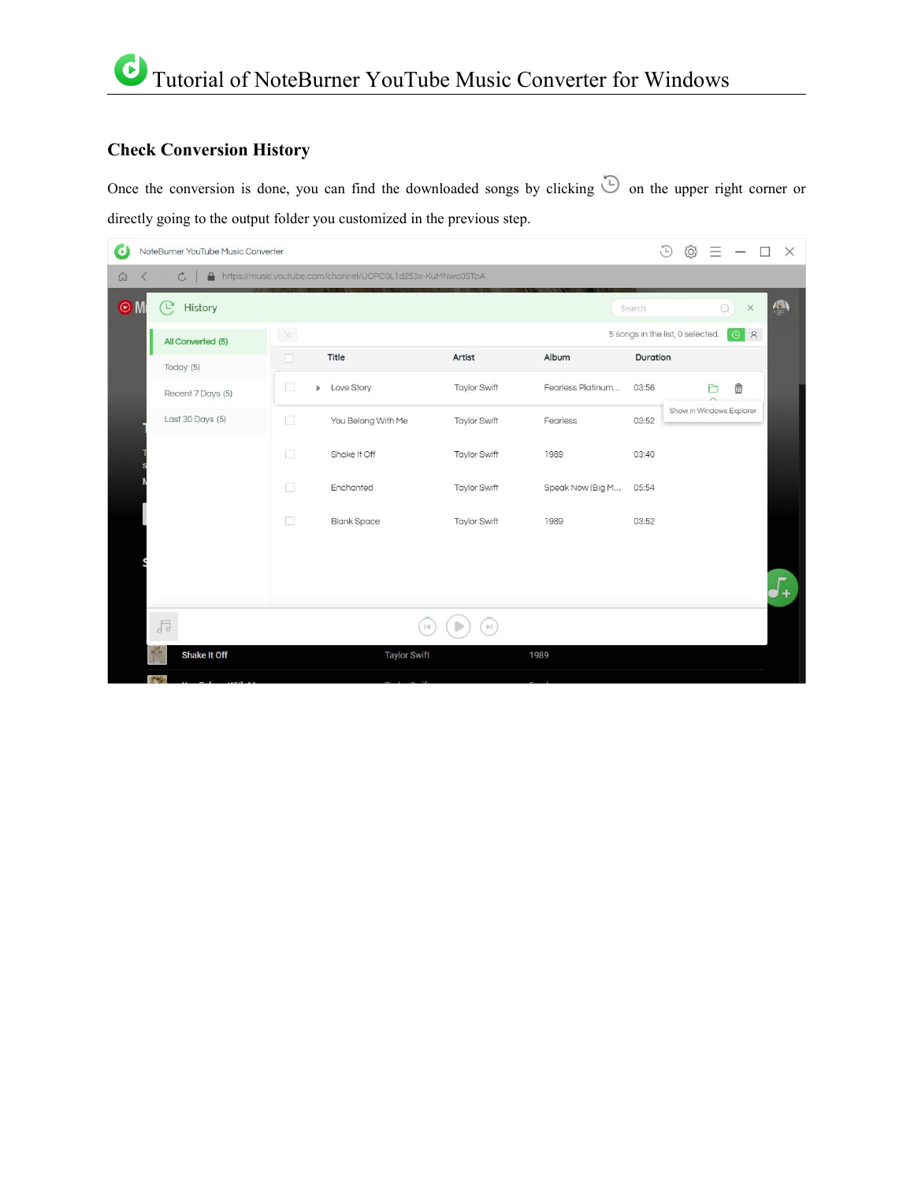## Check Conversion History

Once the conversion is done, you can find the downloaded songs by clicking on the upper right corner or directly going to the output folder you customized in the previous step.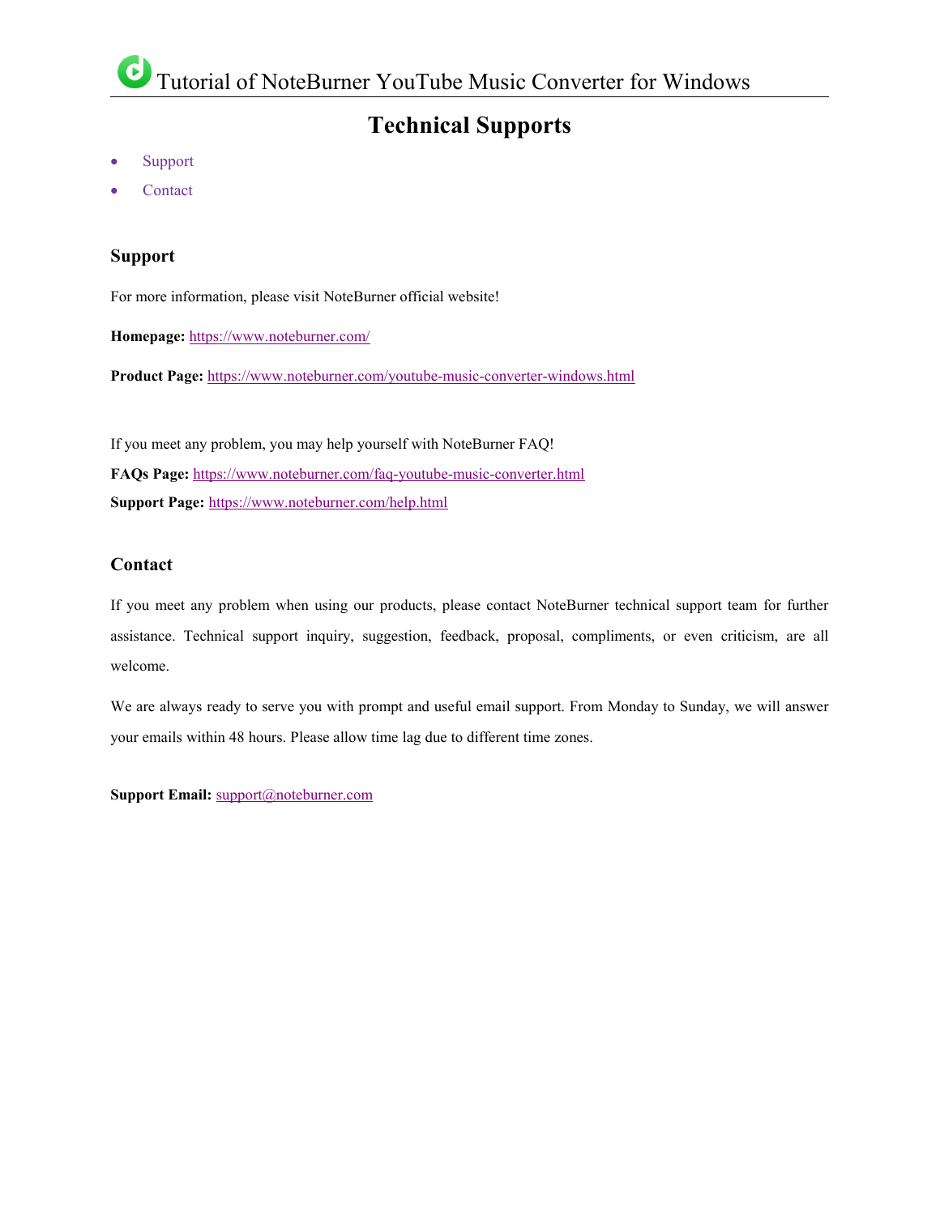# Technical Supports

- Support
- Contact

## Support

For more information, please visit NoteBurner official website!

**Homepage:** https://www.noteburner.com/

**Product Page:** https://www.noteburner.com/youtube-music-converter-windows.html

If you meet any problem, you may help yourself with NoteBurner FAQ!

**FAQs Page:** https://www.noteburner.com/faq-youtube-music-converter.html

**Support Page:** https://www.noteburner.com/help.html

## Contact

If you meet any problem when using our products, please contact NoteBurner technical support team for further assistance. Technical support inquiry, suggestion, feedback, proposal, compliments, or even criticism, are all welcome.

We are always ready to serve you with prompt and useful email support. From Monday to Sunday, we will answer your emails within 48 hours. Please allow time lag due to different time zones.

**Support Email:** support@noteburner.com